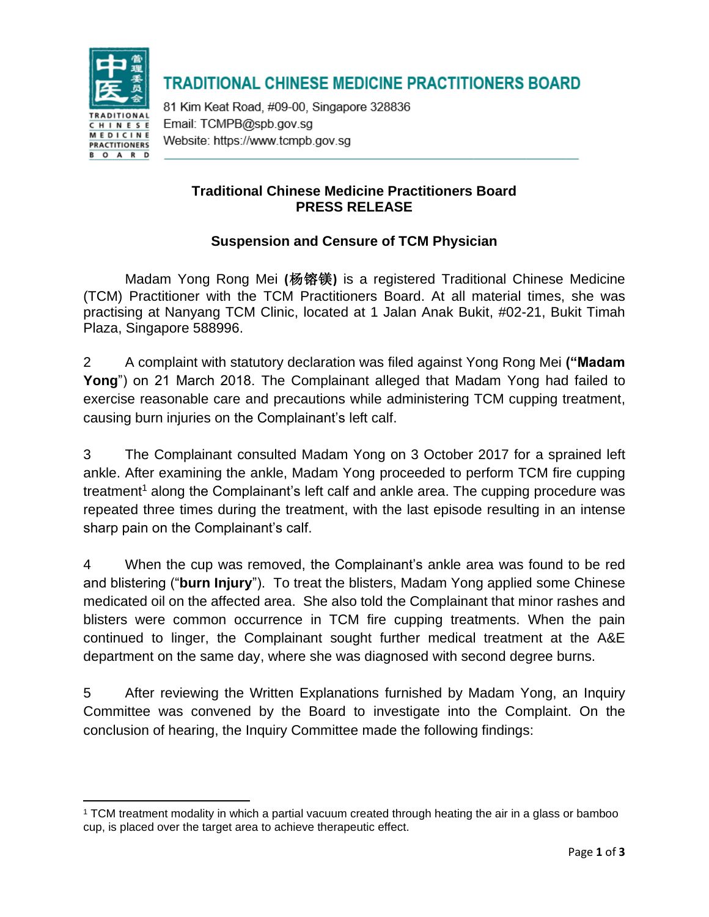# TRADITIONAL CHINESE MEDICINE PRACTITIONERS BOARD

81 Kim Keat Road, #09-00, Singapore 328836
Email: TCMPB@spb.gov.sg
Website: https://www.tcmpb.gov.sg

## Traditional Chinese Medicine Practitioners Board
## PRESS RELEASE

### Suspension and Censure of TCM Physician

Madam Yong Rong Mei **(杨镕镁)** is a registered Traditional Chinese Medicine (TCM) Practitioner with the TCM Practitioners Board. At all material times, she was practising at Nanyang TCM Clinic, located at 1 Jalan Anak Bukit, #02-21, Bukit Timah Plaza, Singapore 588996.

2 A complaint with statutory declaration was filed against Yong Rong Mei **("Madam Yong**") on 21 March 2018. The Complainant alleged that Madam Yong had failed to exercise reasonable care and precautions while administering TCM cupping treatment, causing burn injuries on the Complainant's left calf.

3 The Complainant consulted Madam Yong on 3 October 2017 for a sprained left ankle. After examining the ankle, Madam Yong proceeded to perform TCM fire cupping treatment[1] along the Complainant's left calf and ankle area. The cupping procedure was repeated three times during the treatment, with the last episode resulting in an intense sharp pain on the Complainant's calf.

4 When the cup was removed, the Complainant's ankle area was found to be red and blistering ("**burn Injury**"). To treat the blisters, Madam Yong applied some Chinese medicated oil on the affected area. She also told the Complainant that minor rashes and blisters were common occurrence in TCM fire cupping treatments. When the pain continued to linger, the Complainant sought further medical treatment at the A&E department on the same day, where she was diagnosed with second degree burns.

5 After reviewing the Written Explanations furnished by Madam Yong, an Inquiry Committee was convened by the Board to investigate into the Complaint. On the conclusion of hearing, the Inquiry Committee made the following findings:

---

[1] TCM treatment modality in which a partial vacuum created through heating the air in a glass or bamboo cup, is placed over the target area to achieve therapeutic effect.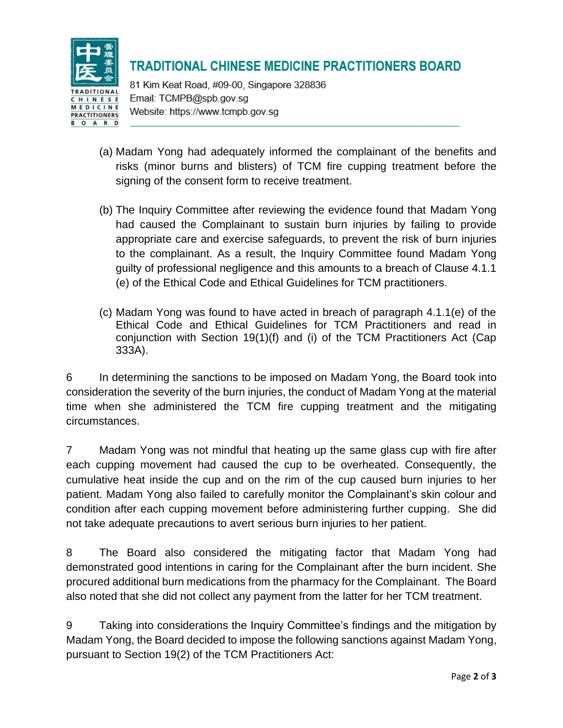(a) Madam Yong had adequately informed the complainant of the benefits and risks (minor burns and blisters) of TCM fire cupping treatment before the signing of the consent form to receive treatment.

(b) The Inquiry Committee after reviewing the evidence found that Madam Yong had caused the Complainant to sustain burn injuries by failing to provide appropriate care and exercise safeguards, to prevent the risk of burn injuries to the complainant. As a result, the Inquiry Committee found Madam Yong guilty of professional negligence and this amounts to a breach of Clause 4.1.1 (e) of the Ethical Code and Ethical Guidelines for TCM practitioners.

(c) Madam Yong was found to have acted in breach of paragraph 4.1.1(e) of the Ethical Code and Ethical Guidelines for TCM Practitioners and read in conjunction with Section 19(1)(f) and (i) of the TCM Practitioners Act (Cap 333A).

6 In determining the sanctions to be imposed on Madam Yong, the Board took into consideration the severity of the burn injuries, the conduct of Madam Yong at the material time when she administered the TCM fire cupping treatment and the mitigating circumstances.

7 Madam Yong was not mindful that heating up the same glass cup with fire after each cupping movement had caused the cup to be overheated. Consequently, the cumulative heat inside the cup and on the rim of the cup caused burn injuries to her patient. Madam Yong also failed to carefully monitor the Complainant's skin colour and condition after each cupping movement before administering further cupping. She did not take adequate precautions to avert serious burn injuries to her patient.

8 The Board also considered the mitigating factor that Madam Yong had demonstrated good intentions in caring for the Complainant after the burn incident. She procured additional burn medications from the pharmacy for the Complainant. The Board also noted that she did not collect any payment from the latter for her TCM treatment.

9 Taking into considerations the Inquiry Committee's findings and the mitigation by Madam Yong, the Board decided to impose the following sanctions against Madam Yong, pursuant to Section 19(2) of the TCM Practitioners Act: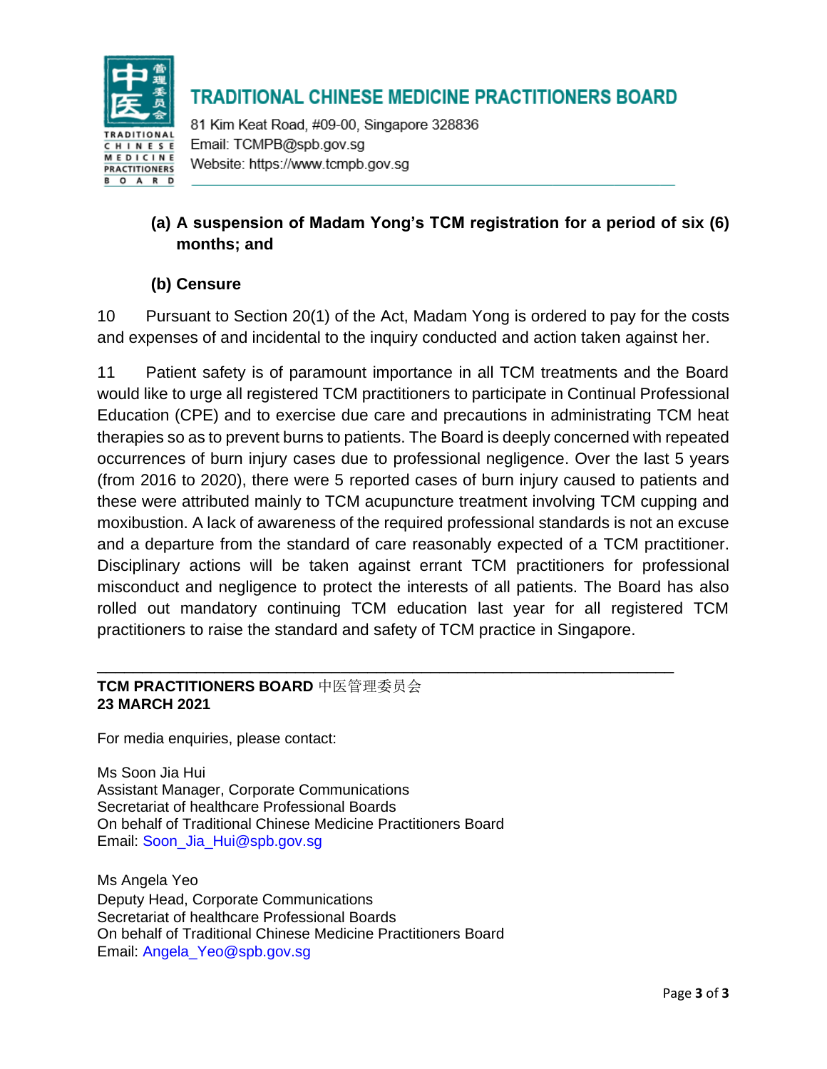**(a) A suspension of Madam Yong's TCM registration for a period of six (6) months; and**

**(b) Censure**

10 Pursuant to Section 20(1) of the Act, Madam Yong is ordered to pay for the costs and expenses of and incidental to the inquiry conducted and action taken against her.

11 Patient safety is of paramount importance in all TCM treatments and the Board would like to urge all registered TCM practitioners to participate in Continual Professional Education (CPE) and to exercise due care and precautions in administrating TCM heat therapies so as to prevent burns to patients. The Board is deeply concerned with repeated occurrences of burn injury cases due to professional negligence. Over the last 5 years (from 2016 to 2020), there were 5 reported cases of burn injury caused to patients and these were attributed mainly to TCM acupuncture treatment involving TCM cupping and moxibustion. A lack of awareness of the required professional standards is not an excuse and a departure from the standard of care reasonably expected of a TCM practitioner. Disciplinary actions will be taken against errant TCM practitioners for professional misconduct and negligence to protect the interests of all patients. The Board has also rolled out mandatory continuing TCM education last year for all registered TCM practitioners to raise the standard and safety of TCM practice in Singapore.

---

**TCM PRACTITIONERS BOARD** 中医管理委员会
**23 MARCH 2021**

For media enquiries, please contact:

Ms Soon Jia Hui
Assistant Manager, Corporate Communications
Secretariat of healthcare Professional Boards
On behalf of Traditional Chinese Medicine Practitioners Board
Email: Soon_Jia_Hui@spb.gov.sg

Ms Angela Yeo
Deputy Head, Corporate Communications
Secretariat of healthcare Professional Boards
On behalf of Traditional Chinese Medicine Practitioners Board
Email: Angela_Yeo@spb.gov.sg